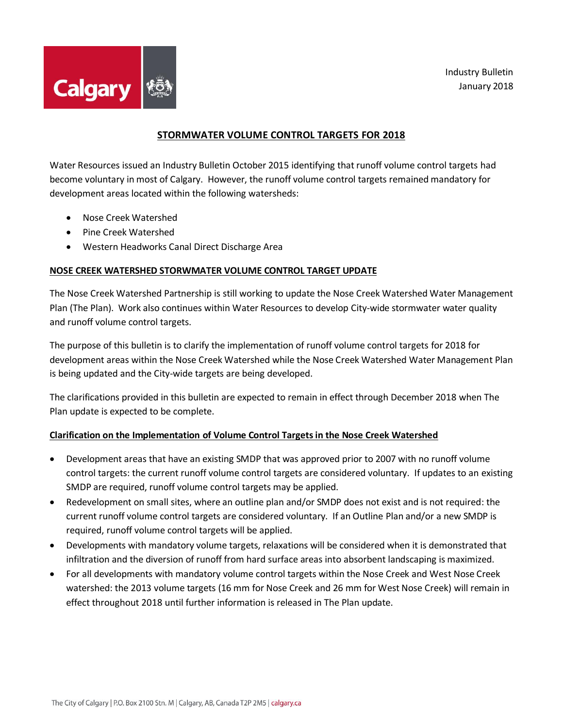Industry Bulletin
January 2018

# STORMWATER VOLUME CONTROL TARGETS FOR 2018

Water Resources issued an Industry Bulletin October 2015 identifying that runoff volume control targets had become voluntary in most of Calgary. However, the runoff volume control targets remained mandatory for development areas located within the following watersheds:

- Nose Creek Watershed
- Pine Creek Watershed
- Western Headworks Canal Direct Discharge Area

## NOSE CREEK WATERSHED STORWMATER VOLUME CONTROL TARGET UPDATE

The Nose Creek Watershed Partnership is still working to update the Nose Creek Watershed Water Management Plan (The Plan). Work also continues within Water Resources to develop City-wide stormwater water quality and runoff volume control targets.

The purpose of this bulletin is to clarify the implementation of runoff volume control targets for 2018 for development areas within the Nose Creek Watershed while the Nose Creek Watershed Water Management Plan is being updated and the City-wide targets are being developed.

The clarifications provided in this bulletin are expected to remain in effect through December 2018 when The Plan update is expected to be complete.

### Clarification on the Implementation of Volume Control Targets in the Nose Creek Watershed

- Development areas that have an existing SMDP that was approved prior to 2007 with no runoff volume control targets: the current runoff volume control targets are considered voluntary. If updates to an existing SMDP are required, runoff volume control targets may be applied.
- Redevelopment on small sites, where an outline plan and/or SMDP does not exist and is not required: the current runoff volume control targets are considered voluntary. If an Outline Plan and/or a new SMDP is required, runoff volume control targets will be applied.
- Developments with mandatory volume targets, relaxations will be considered when it is demonstrated that infiltration and the diversion of runoff from hard surface areas into absorbent landscaping is maximized.
- For all developments with mandatory volume control targets within the Nose Creek and West Nose Creek watershed: the 2013 volume targets (16 mm for Nose Creek and 26 mm for West Nose Creek) will remain in effect throughout 2018 until further information is released in The Plan update.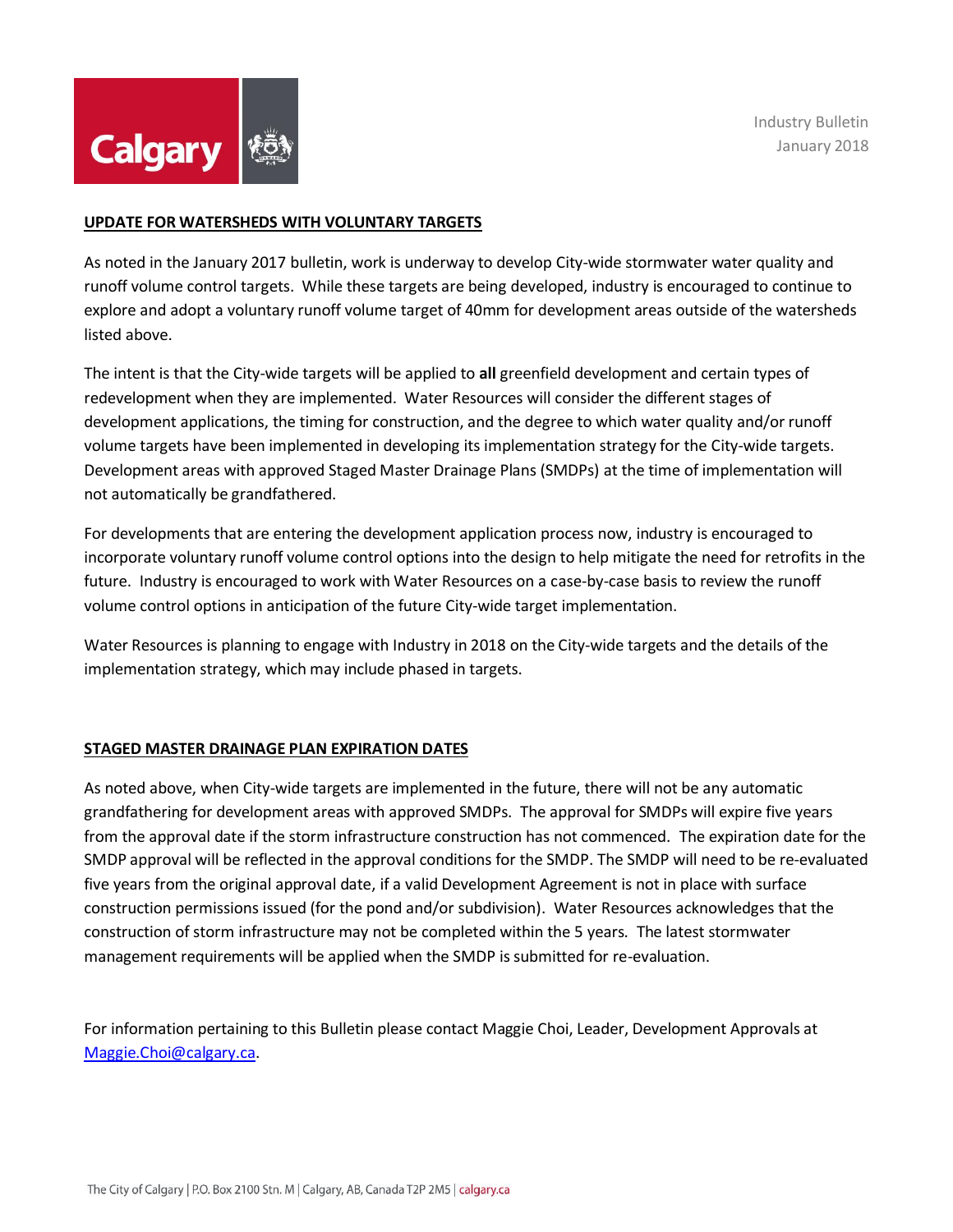## UPDATE FOR WATERSHEDS WITH VOLUNTARY TARGETS

As noted in the January 2017 bulletin, work is underway to develop City-wide stormwater water quality and runoff volume control targets. While these targets are being developed, industry is encouraged to continue to explore and adopt a voluntary runoff volume target of 40mm for development areas outside of the watersheds listed above.

The intent is that the City-wide targets will be applied to **all** greenfield development and certain types of redevelopment when they are implemented. Water Resources will consider the different stages of development applications, the timing for construction, and the degree to which water quality and/or runoff volume targets have been implemented in developing its implementation strategy for the City-wide targets. Development areas with approved Staged Master Drainage Plans (SMDPs) at the time of implementation will not automatically be grandfathered.

For developments that are entering the development application process now, industry is encouraged to incorporate voluntary runoff volume control options into the design to help mitigate the need for retrofits in the future. Industry is encouraged to work with Water Resources on a case-by-case basis to review the runoff volume control options in anticipation of the future City-wide target implementation.

Water Resources is planning to engage with Industry in 2018 on the City-wide targets and the details of the implementation strategy, which may include phased in targets.

## STAGED MASTER DRAINAGE PLAN EXPIRATION DATES

As noted above, when City-wide targets are implemented in the future, there will not be any automatic grandfathering for development areas with approved SMDPs. The approval for SMDPs will expire five years from the approval date if the storm infrastructure construction has not commenced. The expiration date for the SMDP approval will be reflected in the approval conditions for the SMDP. The SMDP will need to be re-evaluated five years from the original approval date, if a valid Development Agreement is not in place with surface construction permissions issued (for the pond and/or subdivision). Water Resources acknowledges that the construction of storm infrastructure may not be completed within the 5 years. The latest stormwater management requirements will be applied when the SMDP is submitted for re-evaluation.

For information pertaining to this Bulletin please contact Maggie Choi, Leader, Development Approvals at Maggie.Choi@calgary.ca.